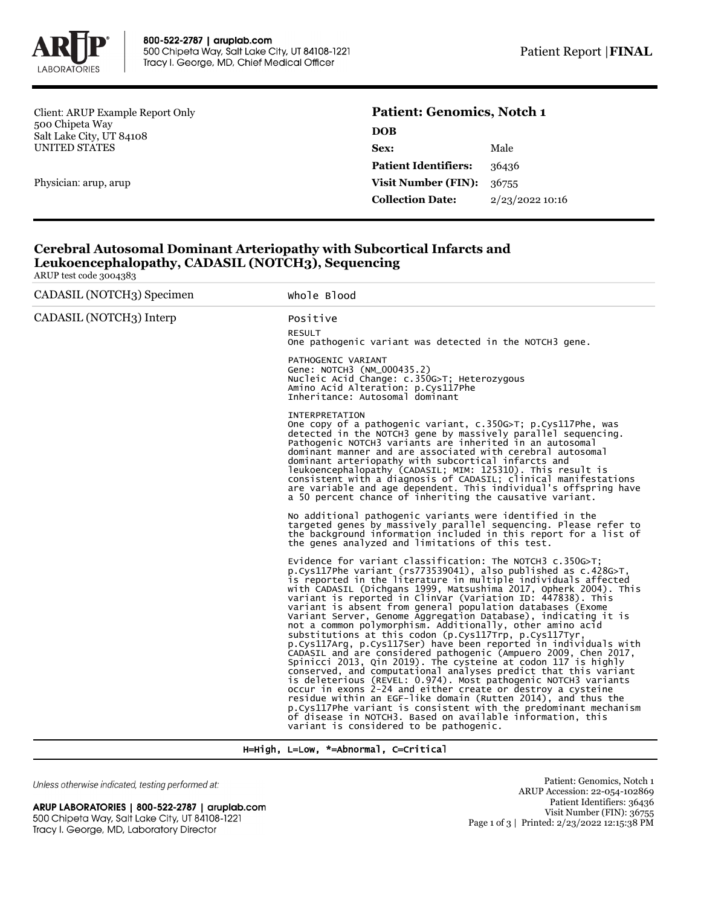ARUP LABORATORIES | 800-522-2787 | aruplab.com
500 Chipeta Way, Salt Lake City, UT 84108-1221
Tracy I. George, MD, Chief Medical Officer

Patient Report | **FINAL**

Client: ARUP Example Report Only
500 Chipeta Way
Salt Lake City, UT 84108
UNITED STATES

Physician: arup, arup

**Patient: Genomics, Notch 1**

| | |
|---|---|
| **DOB** | |
| **Sex:** | Male |
| **Patient Identifiers:** | 36436 |
| **Visit Number (FIN):** | 36755 |
| **Collection Date:** | 2/23/2022 10:16 |

## Cerebral Autosomal Dominant Arteriopathy with Subcortical Infarcts and Leukoencephalopathy, CADASIL (NOTCH3), Sequencing

ARUP test code 3004383

| | |
|---|---|
| CADASIL (NOTCH3) Specimen | Whole Blood |
| CADASIL (NOTCH3) Interp | Positive |

RESULT
One pathogenic variant was detected in the NOTCH3 gene.

PATHOGENIC VARIANT
Gene: NOTCH3 (NM_000435.2)
Nucleic Acid Change: c.350G>T; Heterozygous
Amino Acid Alteration: p.Cys117Phe
Inheritance: Autosomal dominant

INTERPRETATION
One copy of a pathogenic variant, c.350G>T; p.Cys117Phe, was detected in the NOTCH3 gene by massively parallel sequencing. Pathogenic NOTCH3 variants are inherited in an autosomal dominant manner and are associated with cerebral autosomal dominant arteriopathy with subcortical infarcts and leukoencephalopathy (CADASIL; MIM: 125310). This result is consistent with a diagnosis of CADASIL; clinical manifestations are variable and age dependent. This individual's offspring have a 50 percent chance of inheriting the causative variant.

No additional pathogenic variants were identified in the targeted genes by massively parallel sequencing. Please refer to the background information included in this report for a list of the genes analyzed and limitations of this test.

Evidence for variant classification: The NOTCH3 c.350G>T; p.Cys117Phe variant (rs773539041), also published as c.428G>T, is reported in the literature in multiple individuals affected with CADASIL (Dichgans 1999, Matsushima 2017, Opherk 2004). This variant is reported in ClinVar (Variation ID: 447838). This variant is absent from general population databases (Exome Variant Server, Genome Aggregation Database), indicating it is not a common polymorphism. Additionally, other amino acid substitutions at this codon (p.Cys117Trp, p.Cys117Tyr, p.Cys117Arg, p.Cys117Ser) have been reported in individuals with CADASIL and are considered pathogenic (Ampuero 2009, Chen 2017, Spinicci 2013, Qin 2019). The cysteine at codon 117 is highly conserved, and computational analyses predict that this variant is deleterious (REVEL: 0.974). Most pathogenic NOTCH3 variants occur in exons 2-24 and either create or destroy a cysteine residue within an EGF-like domain (Rutten 2014), and thus the p.Cys117Phe variant is consistent with the predominant mechanism of disease in NOTCH3. Based on available information, this variant is considered to be pathogenic.

H=High, L=Low, *=Abnormal, C=Critical

*Unless otherwise indicated, testing performed at:*

**ARUP LABORATORIES | 800-522-2787 | aruplab.com**
500 Chipeta Way, Salt Lake City, UT 84108-1221
Tracy I. George, MD, Laboratory Director

Patient: Genomics, Notch 1
ARUP Accession: 22-054-102869
Patient Identifiers: 36436
Visit Number (FIN): 36755
Printed: 2/23/2022 12:15:38 PM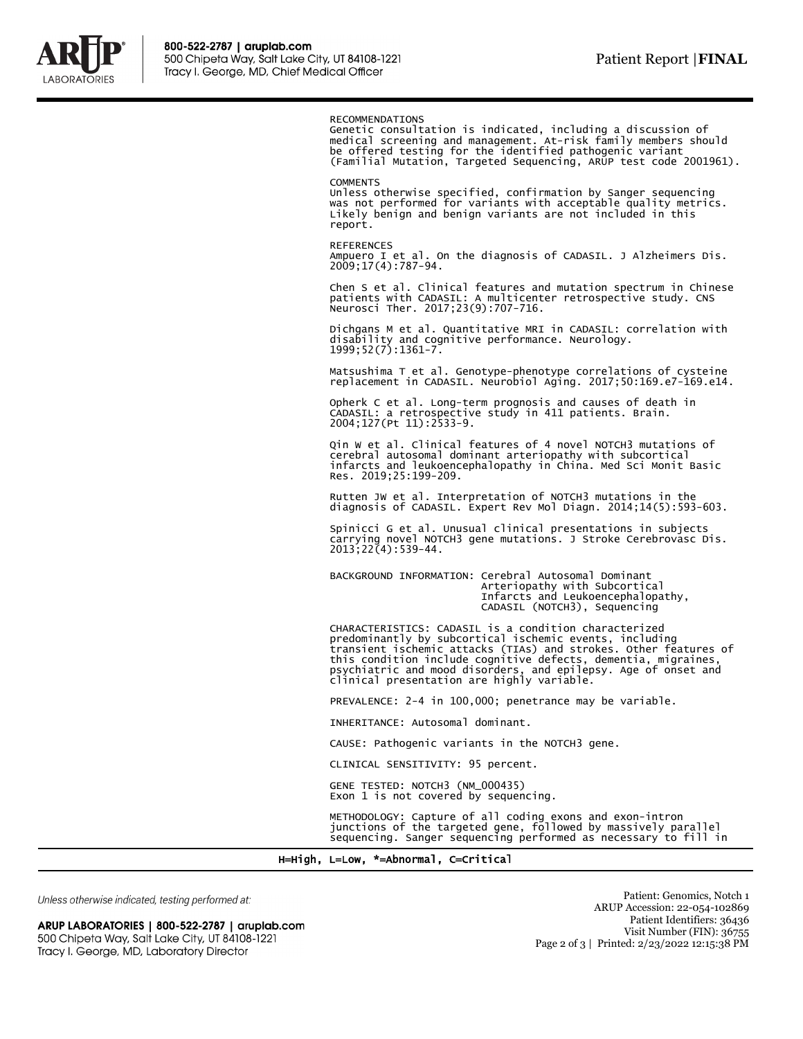RECOMMENDATIONS
Genetic consultation is indicated, including a discussion of medical screening and management. At-risk family members should be offered testing for the identified pathogenic variant (Familial Mutation, Targeted Sequencing, ARUP test code 2001961).

COMMENTS
Unless otherwise specified, confirmation by Sanger sequencing was not performed for variants with acceptable quality metrics. Likely benign and benign variants are not included in this report.

REFERENCES
Ampuero I et al. On the diagnosis of CADASIL. J Alzheimers Dis. 2009;17(4):787-94.

Chen S et al. Clinical features and mutation spectrum in Chinese patients with CADASIL: A multicenter retrospective study. CNS Neurosci Ther. 2017;23(9):707-716.

Dichgans M et al. Quantitative MRI in CADASIL: correlation with disability and cognitive performance. Neurology. 1999;52(7):1361-7.

Matsushima T et al. Genotype-phenotype correlations of cysteine replacement in CADASIL. Neurobiol Aging. 2017;50:169.e7-169.e14.

Opherk C et al. Long-term prognosis and causes of death in CADASIL: a retrospective study in 411 patients. Brain. 2004;127(Pt 11):2533-9.

Qin W et al. Clinical features of 4 novel NOTCH3 mutations of cerebral autosomal dominant arteriopathy with subcortical infarcts and leukoencephalopathy in China. Med Sci Monit Basic Res. 2019;25:199-209.

Rutten JW et al. Interpretation of NOTCH3 mutations in the diagnosis of CADASIL. Expert Rev Mol Diagn. 2014;14(5):593-603.

Spinicci G et al. Unusual clinical presentations in subjects carrying novel NOTCH3 gene mutations. J Stroke Cerebrovasc Dis. 2013;22(4):539-44.

BACKGROUND INFORMATION: Cerebral Autosomal Dominant Arteriopathy with Subcortical Infarcts and Leukoencephalopathy, CADASIL (NOTCH3), Sequencing

CHARACTERISTICS: CADASIL is a condition characterized predominantly by subcortical ischemic events, including transient ischemic attacks (TIAs) and strokes. Other features of this condition include cognitive defects, dementia, migraines, psychiatric and mood disorders, and epilepsy. Age of onset and clinical presentation are highly variable.

PREVALENCE: 2-4 in 100,000; penetrance may be variable.

INHERITANCE: Autosomal dominant.

CAUSE: Pathogenic variants in the NOTCH3 gene.

CLINICAL SENSITIVITY: 95 percent.

GENE TESTED: NOTCH3 (NM_000435)
Exon 1 is not covered by sequencing.

METHODOLOGY: Capture of all coding exons and exon-intron junctions of the targeted gene, followed by massively parallel sequencing. Sanger sequencing performed as necessary to fill in

H=High, L=Low, *=Abnormal, C=Critical

Unless otherwise indicated, testing performed at:

ARUP LABORATORIES | 800-522-2787 | aruplab.com
500 Chipeta Way, Salt Lake City, UT 84108-1221
Tracy I. George, MD, Laboratory Director

Patient: Genomics, Notch 1
ARUP Accession: 22-054-102869
Patient Identifiers: 36436
Visit Number (FIN): 36755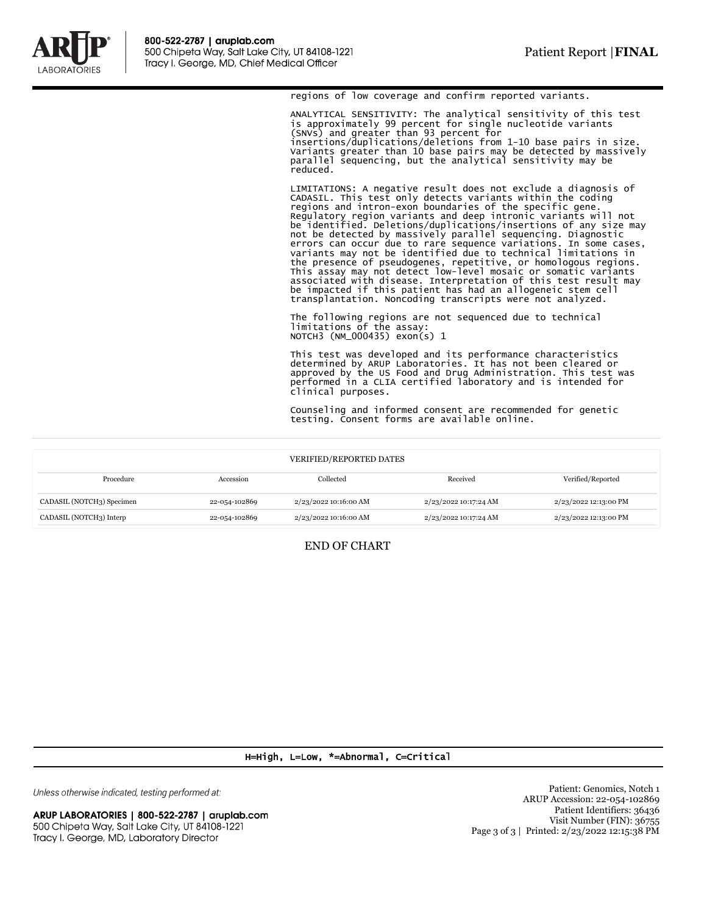regions of low coverage and confirm reported variants.

ANALYTICAL SENSITIVITY: The analytical sensitivity of this test is approximately 99 percent for single nucleotide variants (SNVs) and greater than 93 percent for insertions/duplications/deletions from 1-10 base pairs in size. Variants greater than 10 base pairs may be detected by massively parallel sequencing, but the analytical sensitivity may be reduced.

LIMITATIONS: A negative result does not exclude a diagnosis of CADASIL. This test only detects variants within the coding regions and intron-exon boundaries of the specific gene. Regulatory region variants and deep intronic variants will not be identified. Deletions/duplications/insertions of any size may not be detected by massively parallel sequencing. Diagnostic errors can occur due to rare sequence variations. In some cases, variants may not be identified due to technical limitations in the presence of pseudogenes, repetitive, or homologous regions. This assay may not detect low-level mosaic or somatic variants associated with disease. Interpretation of this test result may be impacted if this patient has had an allogeneic stem cell transplantation. Noncoding transcripts were not analyzed.

The following regions are not sequenced due to technical limitations of the assay:
NOTCH3 (NM_000435) exon(s) 1

This test was developed and its performance characteristics determined by ARUP Laboratories. It has not been cleared or approved by the US Food and Drug Administration. This test was performed in a CLIA certified laboratory and is intended for clinical purposes.

Counseling and informed consent are recommended for genetic testing. Consent forms are available online.

VERIFIED/REPORTED DATES

| Procedure | Accession | Collected | Received | Verified/Reported |
|---|---|---|---|---|
| CADASIL (NOTCH3) Specimen | 22-054-102869 | 2/23/2022 10:16:00 AM | 2/23/2022 10:17:24 AM | 2/23/2022 12:13:00 PM |
| CADASIL (NOTCH3) Interp | 22-054-102869 | 2/23/2022 10:16:00 AM | 2/23/2022 10:17:24 AM | 2/23/2022 12:13:00 PM |

END OF CHART

H=High, L=Low, *=Abnormal, C=Critical

Unless otherwise indicated, testing performed at:

ARUP LABORATORIES | 800-522-2787 | aruplab.com
500 Chipeta Way, Salt Lake City, UT 84108-1221
Tracy I. George, MD, Laboratory Director

Patient: Genomics, Notch 1
ARUP Accession: 22-054-102869
Patient Identifiers: 36436
Visit Number (FIN): 36755
Printed: 2/23/2022 12:15:38 PM